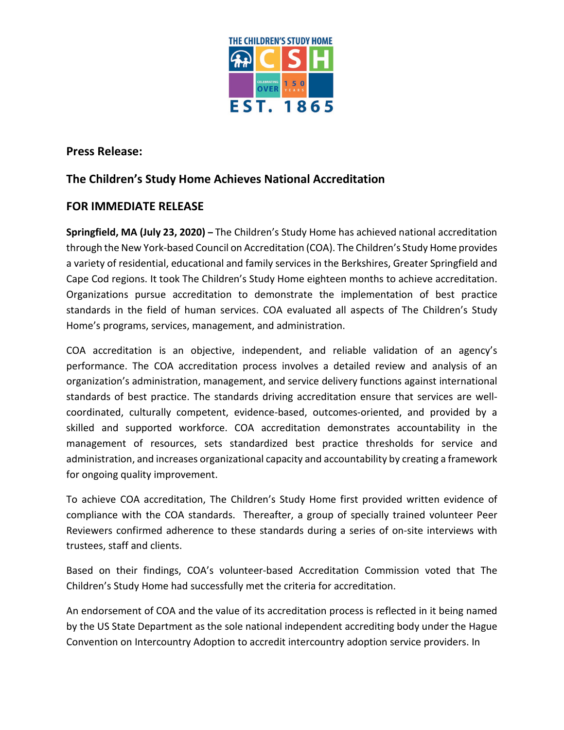**Press Release:**

## The Children's Study Home Achieves National Accreditation

## FOR IMMEDIATE RELEASE

**Springfield, MA (July 23, 2020) –** The Children's Study Home has achieved national accreditation through the New York-based Council on Accreditation (COA). The Children's Study Home provides a variety of residential, educational and family services in the Berkshires, Greater Springfield and Cape Cod regions. It took The Children's Study Home eighteen months to achieve accreditation. Organizations pursue accreditation to demonstrate the implementation of best practice standards in the field of human services. COA evaluated all aspects of The Children's Study Home's programs, services, management, and administration.

COA accreditation is an objective, independent, and reliable validation of an agency's performance. The COA accreditation process involves a detailed review and analysis of an organization's administration, management, and service delivery functions against international standards of best practice. The standards driving accreditation ensure that services are well-coordinated, culturally competent, evidence-based, outcomes-oriented, and provided by a skilled and supported workforce. COA accreditation demonstrates accountability in the management of resources, sets standardized best practice thresholds for service and administration, and increases organizational capacity and accountability by creating a framework for ongoing quality improvement.

To achieve COA accreditation, The Children's Study Home first provided written evidence of compliance with the COA standards. Thereafter, a group of specially trained volunteer Peer Reviewers confirmed adherence to these standards during a series of on-site interviews with trustees, staff and clients.

Based on their findings, COA's volunteer-based Accreditation Commission voted that The Children's Study Home had successfully met the criteria for accreditation.

An endorsement of COA and the value of its accreditation process is reflected in it being named by the US State Department as the sole national independent accrediting body under the Hague Convention on Intercountry Adoption to accredit intercountry adoption service providers. In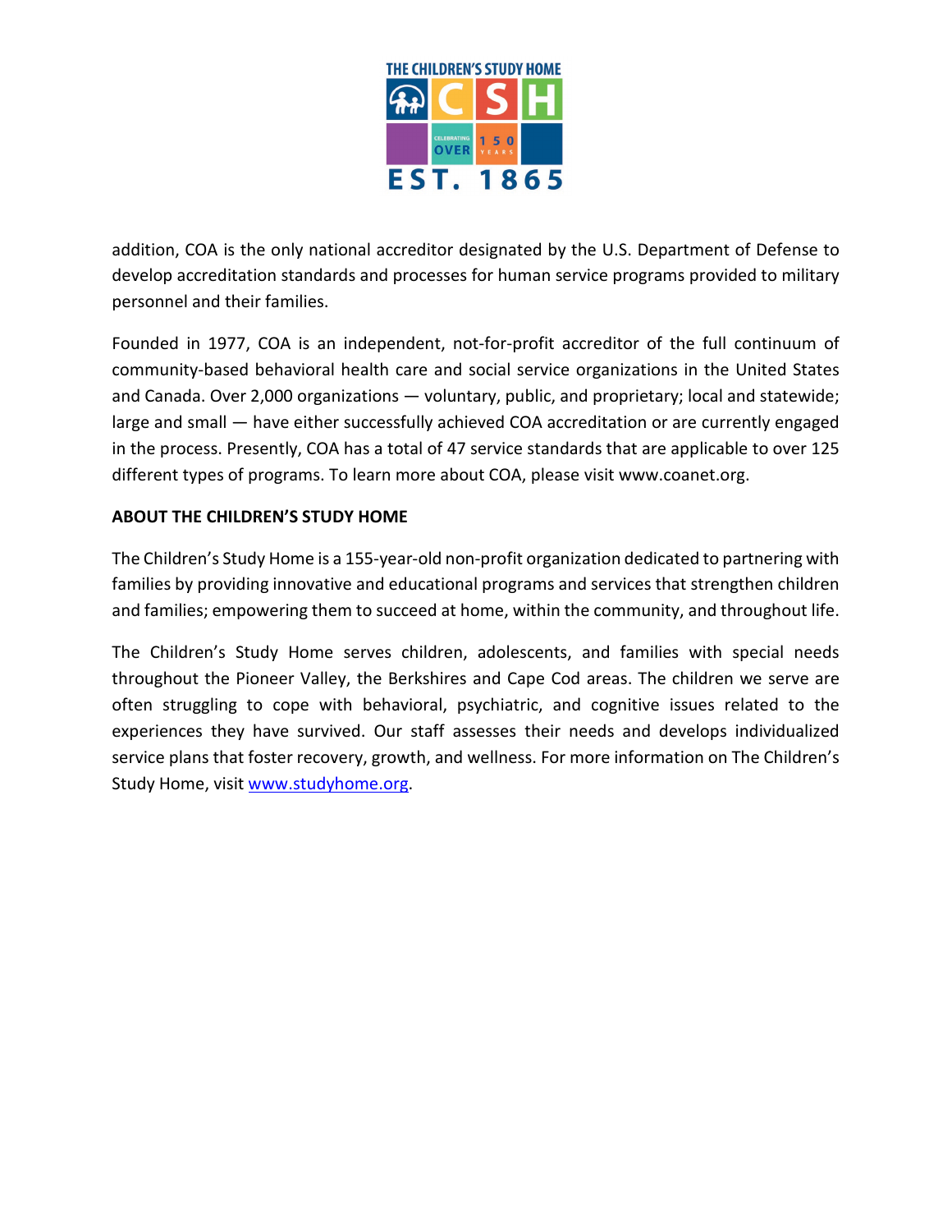addition, COA is the only national accreditor designated by the U.S. Department of Defense to develop accreditation standards and processes for human service programs provided to military personnel and their families.

Founded in 1977, COA is an independent, not-for-profit accreditor of the full continuum of community-based behavioral health care and social service organizations in the United States and Canada. Over 2,000 organizations — voluntary, public, and proprietary; local and statewide; large and small — have either successfully achieved COA accreditation or are currently engaged in the process. Presently, COA has a total of 47 service standards that are applicable to over 125 different types of programs. To learn more about COA, please visit www.coanet.org.

**ABOUT THE CHILDREN'S STUDY HOME**

The Children's Study Home is a 155-year-old non-profit organization dedicated to partnering with families by providing innovative and educational programs and services that strengthen children and families; empowering them to succeed at home, within the community, and throughout life.

The Children's Study Home serves children, adolescents, and families with special needs throughout the Pioneer Valley, the Berkshires and Cape Cod areas. The children we serve are often struggling to cope with behavioral, psychiatric, and cognitive issues related to the experiences they have survived. Our staff assesses their needs and develops individualized service plans that foster recovery, growth, and wellness. For more information on The Children's Study Home, visit [www.studyhome.org](http://www.studyhome.org).